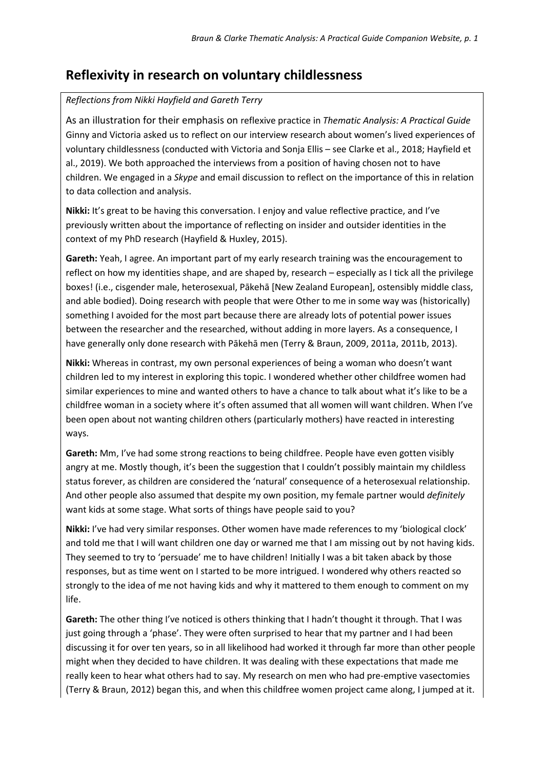## Reflexivity in research on voluntary childlessness

*Reflections from Nikki Hayfield and Gareth Terry*

As an illustration for their emphasis on reflexive practice in *Thematic Analysis: A Practical Guide* Ginny and Victoria asked us to reflect on our interview research about women's lived experiences of voluntary childlessness (conducted with Victoria and Sonja Ellis – see Clarke et al., 2018; Hayfield et al., 2019). We both approached the interviews from a position of having chosen not to have children. We engaged in a *Skype* and email discussion to reflect on the importance of this in relation to data collection and analysis.

**Nikki:** It's great to be having this conversation. I enjoy and value reflective practice, and I've previously written about the importance of reflecting on insider and outsider identities in the context of my PhD research (Hayfield & Huxley, 2015).

**Gareth:** Yeah, I agree. An important part of my early research training was the encouragement to reflect on how my identities shape, and are shaped by, research – especially as I tick all the privilege boxes! (i.e., cisgender male, heterosexual, Pākehā [New Zealand European], ostensibly middle class, and able bodied). Doing research with people that were Other to me in some way was (historically) something I avoided for the most part because there are already lots of potential power issues between the researcher and the researched, without adding in more layers. As a consequence, I have generally only done research with Pākehā men (Terry & Braun, 2009, 2011a, 2011b, 2013).

**Nikki:** Whereas in contrast, my own personal experiences of being a woman who doesn't want children led to my interest in exploring this topic. I wondered whether other childfree women had similar experiences to mine and wanted others to have a chance to talk about what it's like to be a childfree woman in a society where it's often assumed that all women will want children. When I've been open about not wanting children others (particularly mothers) have reacted in interesting ways.

**Gareth:** Mm, I've had some strong reactions to being childfree. People have even gotten visibly angry at me. Mostly though, it's been the suggestion that I couldn't possibly maintain my childless status forever, as children are considered the 'natural' consequence of a heterosexual relationship. And other people also assumed that despite my own position, my female partner would *definitely* want kids at some stage. What sorts of things have people said to you?

**Nikki:** I've had very similar responses. Other women have made references to my 'biological clock' and told me that I will want children one day or warned me that I am missing out by not having kids. They seemed to try to 'persuade' me to have children! Initially I was a bit taken aback by those responses, but as time went on I started to be more intrigued. I wondered why others reacted so strongly to the idea of me not having kids and why it mattered to them enough to comment on my life.

**Gareth:** The other thing I've noticed is others thinking that I hadn't thought it through. That I was just going through a 'phase'. They were often surprised to hear that my partner and I had been discussing it for over ten years, so in all likelihood had worked it through far more than other people might when they decided to have children. It was dealing with these expectations that made me really keen to hear what others had to say. My research on men who had pre-emptive vasectomies (Terry & Braun, 2012) began this, and when this childfree women project came along, I jumped at it.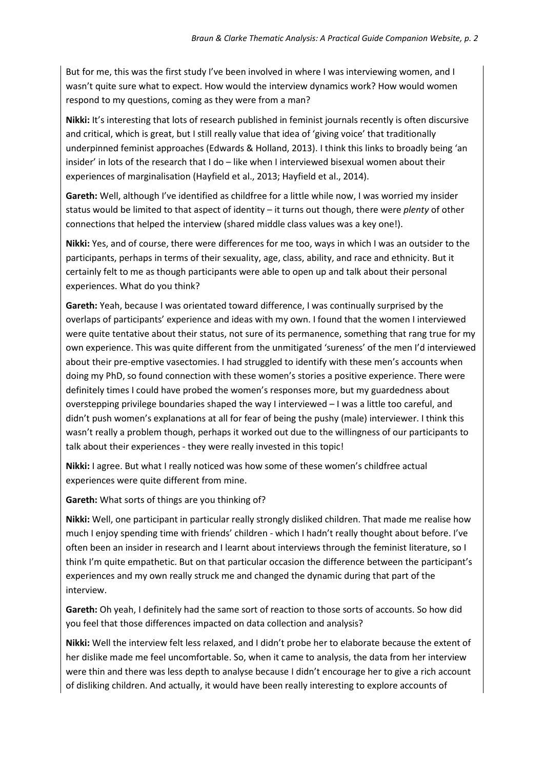But for me, this was the first study I've been involved in where I was interviewing women, and I wasn't quite sure what to expect. How would the interview dynamics work? How would women respond to my questions, coming as they were from a man?

**Nikki:** It's interesting that lots of research published in feminist journals recently is often discursive and critical, which is great, but I still really value that idea of 'giving voice' that traditionally underpinned feminist approaches (Edwards & Holland, 2013). I think this links to broadly being 'an insider' in lots of the research that I do – like when I interviewed bisexual women about their experiences of marginalisation (Hayfield et al., 2013; Hayfield et al., 2014).

**Gareth:** Well, although I've identified as childfree for a little while now, I was worried my insider status would be limited to that aspect of identity – it turns out though, there were *plenty* of other connections that helped the interview (shared middle class values was a key one!).

**Nikki:** Yes, and of course, there were differences for me too, ways in which I was an outsider to the participants, perhaps in terms of their sexuality, age, class, ability, and race and ethnicity. But it certainly felt to me as though participants were able to open up and talk about their personal experiences. What do you think?

**Gareth:** Yeah, because I was orientated toward difference, I was continually surprised by the overlaps of participants' experience and ideas with my own. I found that the women I interviewed were quite tentative about their status, not sure of its permanence, something that rang true for my own experience. This was quite different from the unmitigated 'sureness' of the men I'd interviewed about their pre-emptive vasectomies. I had struggled to identify with these men's accounts when doing my PhD, so found connection with these women's stories a positive experience. There were definitely times I could have probed the women's responses more, but my guardedness about overstepping privilege boundaries shaped the way I interviewed – I was a little too careful, and didn't push women's explanations at all for fear of being the pushy (male) interviewer. I think this wasn't really a problem though, perhaps it worked out due to the willingness of our participants to talk about their experiences - they were really invested in this topic!

**Nikki:** I agree. But what I really noticed was how some of these women's childfree actual experiences were quite different from mine.

**Gareth:** What sorts of things are you thinking of?

**Nikki:** Well, one participant in particular really strongly disliked children. That made me realise how much I enjoy spending time with friends' children - which I hadn't really thought about before. I've often been an insider in research and I learnt about interviews through the feminist literature, so I think I'm quite empathetic. But on that particular occasion the difference between the participant's experiences and my own really struck me and changed the dynamic during that part of the interview.

**Gareth:** Oh yeah, I definitely had the same sort of reaction to those sorts of accounts. So how did you feel that those differences impacted on data collection and analysis?

**Nikki:** Well the interview felt less relaxed, and I didn't probe her to elaborate because the extent of her dislike made me feel uncomfortable. So, when it came to analysis, the data from her interview were thin and there was less depth to analyse because I didn't encourage her to give a rich account of disliking children. And actually, it would have been really interesting to explore accounts of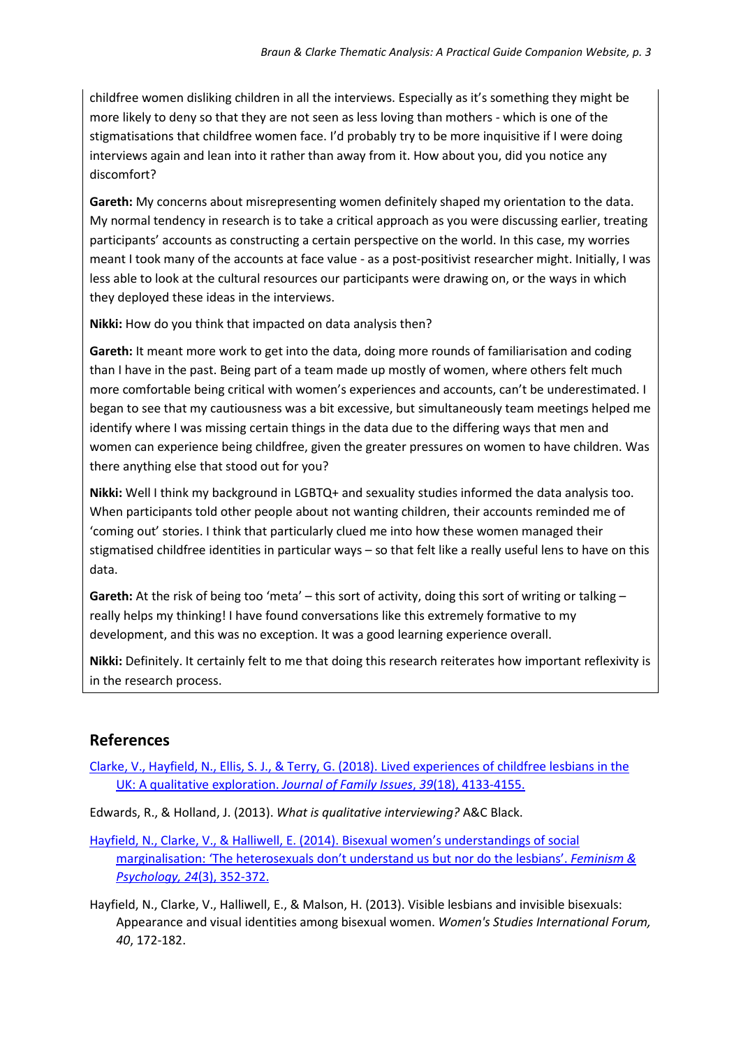childfree women disliking children in all the interviews. Especially as it's something they might be more likely to deny so that they are not seen as less loving than mothers - which is one of the stigmatisations that childfree women face. I'd probably try to be more inquisitive if I were doing interviews again and lean into it rather than away from it. How about you, did you notice any discomfort?

**Gareth:** My concerns about misrepresenting women definitely shaped my orientation to the data. My normal tendency in research is to take a critical approach as you were discussing earlier, treating participants' accounts as constructing a certain perspective on the world. In this case, my worries meant I took many of the accounts at face value - as a post-positivist researcher might. Initially, I was less able to look at the cultural resources our participants were drawing on, or the ways in which they deployed these ideas in the interviews.

**Nikki:** How do you think that impacted on data analysis then?

**Gareth:** It meant more work to get into the data, doing more rounds of familiarisation and coding than I have in the past. Being part of a team made up mostly of women, where others felt much more comfortable being critical with women's experiences and accounts, can't be underestimated. I began to see that my cautiousness was a bit excessive, but simultaneously team meetings helped me identify where I was missing certain things in the data due to the differing ways that men and women can experience being childfree, given the greater pressures on women to have children. Was there anything else that stood out for you?

**Nikki:** Well I think my background in LGBTQ+ and sexuality studies informed the data analysis too. When participants told other people about not wanting children, their accounts reminded me of 'coming out' stories. I think that particularly clued me into how these women managed their stigmatised childfree identities in particular ways – so that felt like a really useful lens to have on this data.

**Gareth:** At the risk of being too 'meta' – this sort of activity, doing this sort of writing or talking – really helps my thinking! I have found conversations like this extremely formative to my development, and this was no exception. It was a good learning experience overall.

**Nikki:** Definitely. It certainly felt to me that doing this research reiterates how important reflexivity is in the research process.

## References

Clarke, V., Hayfield, N., Ellis, S. J., & Terry, G. (2018). Lived experiences of childfree lesbians in the UK: A qualitative exploration. *Journal of Family Issues*, *39*(18), 4133-4155.

Edwards, R., & Holland, J. (2013). *What is qualitative interviewing?* A&C Black.

Hayfield, N., Clarke, V., & Halliwell, E. (2014). Bisexual women's understandings of social marginalisation: 'The heterosexuals don't understand us but nor do the lesbians'. *Feminism & Psychology, 24*(3), 352-372.

Hayfield, N., Clarke, V., Halliwell, E., & Malson, H. (2013). Visible lesbians and invisible bisexuals: Appearance and visual identities among bisexual women. *Women's Studies International Forum, 40*, 172-182.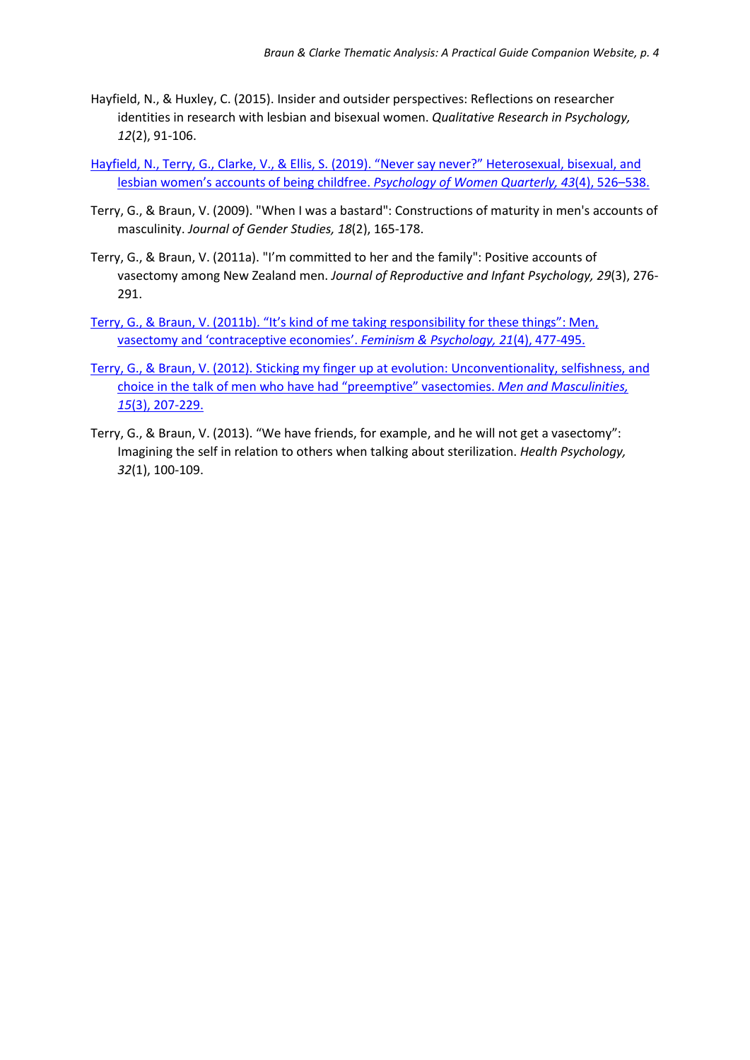Hayfield, N., & Huxley, C. (2015). Insider and outsider perspectives: Reflections on researcher identities in research with lesbian and bisexual women. *Qualitative Research in Psychology, 12*(2), 91-106.

Hayfield, N., Terry, G., Clarke, V., & Ellis, S. (2019). "Never say never?" Heterosexual, bisexual, and lesbian women's accounts of being childfree. *Psychology of Women Quarterly, 43*(4), 526–538.

Terry, G., & Braun, V. (2009). "When I was a bastard": Constructions of maturity in men's accounts of masculinity. *Journal of Gender Studies, 18*(2), 165-178.

Terry, G., & Braun, V. (2011a). "I'm committed to her and the family": Positive accounts of vasectomy among New Zealand men. *Journal of Reproductive and Infant Psychology, 29*(3), 276-291.

Terry, G., & Braun, V. (2011b). "It's kind of me taking responsibility for these things": Men, vasectomy and 'contraceptive economies'. *Feminism & Psychology, 21*(4), 477-495.

Terry, G., & Braun, V. (2012). Sticking my finger up at evolution: Unconventionality, selfishness, and choice in the talk of men who have had "preemptive" vasectomies. *Men and Masculinities, 15*(3), 207-229.

Terry, G., & Braun, V. (2013). "We have friends, for example, and he will not get a vasectomy": Imagining the self in relation to others when talking about sterilization. *Health Psychology, 32*(1), 100-109.